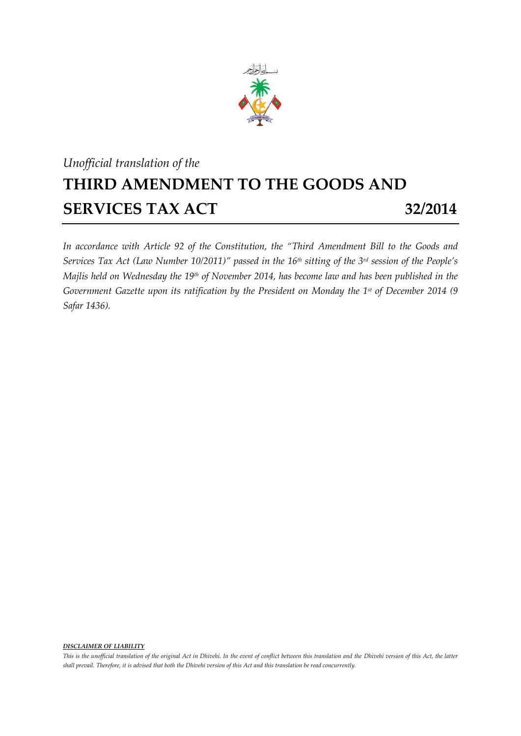*Unofficial translation of the*

# THIRD AMENDMENT TO THE GOODS AND SERVICES TAX ACT 32/2014

*In accordance with Article 92 of the Constitution, the "Third Amendment Bill to the Goods and Services Tax Act (Law Number 10/2011)" passed in the 16th sitting of the 3rd session of the People's Majlis held on Wednesday the 19th of November 2014, has become law and has been published in the Government Gazette upon its ratification by the President on Monday the 1st of December 2014 (9 Safar 1436).*

***DISCLAIMER OF LIABILITY***

*This is the unofficial translation of the original Act in Dhivehi. In the event of conflict between this translation and the Dhivehi version of this Act, the latter shall prevail. Therefore, it is advised that both the Dhivehi version of this Act and this translation be read concurrently.*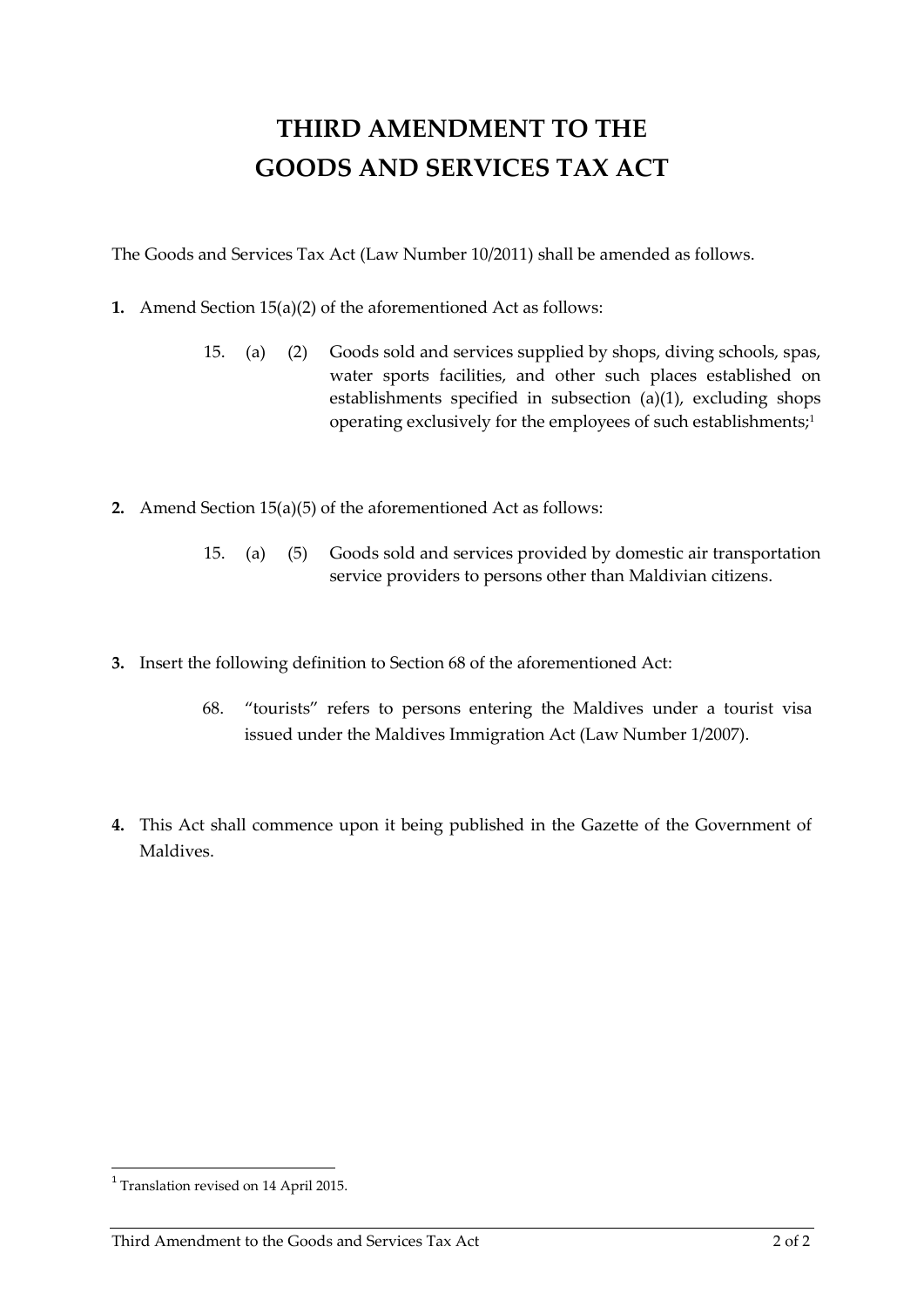# THIRD AMENDMENT TO THE GOODS AND SERVICES TAX ACT

The Goods and Services Tax Act (Law Number 10/2011) shall be amended as follows.

**1.** Amend Section 15(a)(2) of the aforementioned Act as follows:

> 15. (a) (2) Goods sold and services supplied by shops, diving schools, spas, water sports facilities, and other such places established on establishments specified in subsection (a)(1), excluding shops operating exclusively for the employees of such establishments;[1]

**2.** Amend Section 15(a)(5) of the aforementioned Act as follows:

> 15. (a) (5) Goods sold and services provided by domestic air transportation service providers to persons other than Maldivian citizens.

**3.** Insert the following definition to Section 68 of the aforementioned Act:

> 68. "tourists" refers to persons entering the Maldives under a tourist visa issued under the Maldives Immigration Act (Law Number 1/2007).

**4.** This Act shall commence upon it being published in the Gazette of the Government of Maldives.

---

[1] Translation revised on 14 April 2015.